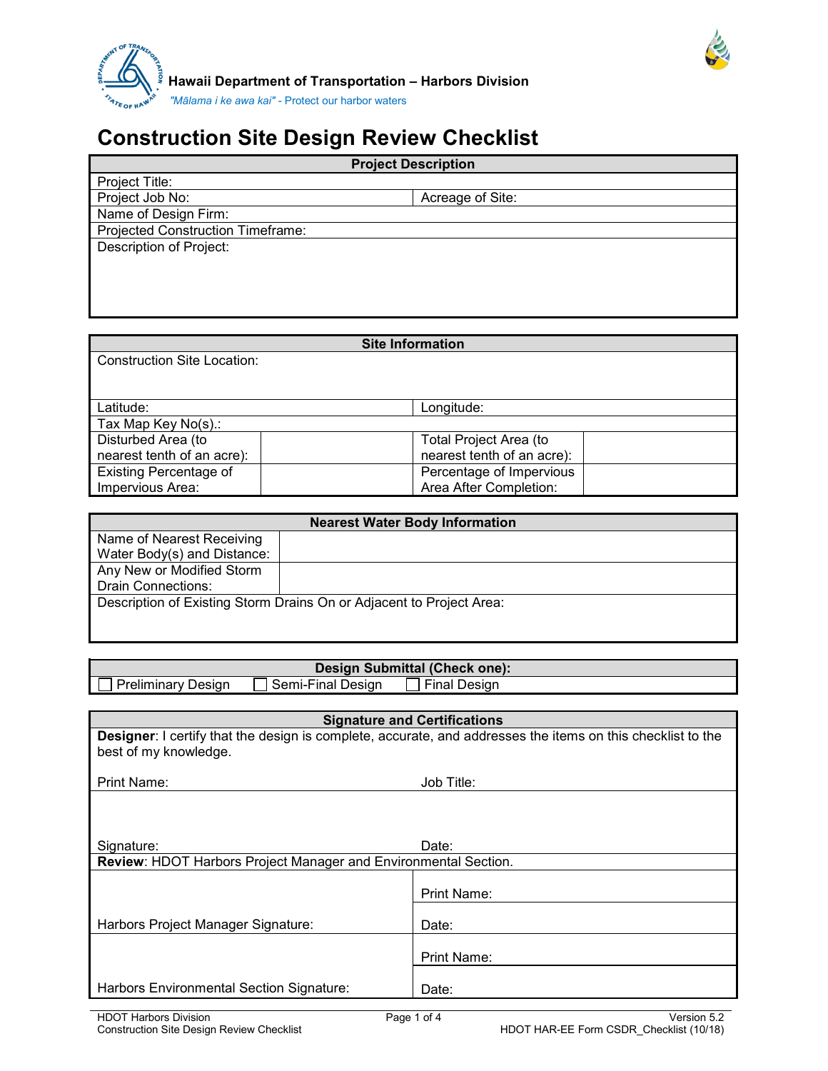**Hawaii Department of Transportation – Harbors Division**

*"Mālama i ke awa kai"* - Protect our harbor waters

# Construction Site Design Review Checklist

| Project Description | |
|---|---|
| Project Title: | |
| Project Job No: | Acreage of Site: |
| Name of Design Firm: | |
| Projected Construction Timeframe: | |
| Description of Project: | |

| Site Information | | | |
|---|---|---|---|
| Construction Site Location: | | | |
| Latitude: | | Longitude: | |
| Tax Map Key No(s).: | | | |
| Disturbed Area (to nearest tenth of an acre): | | Total Project Area (to nearest tenth of an acre): | |
| Existing Percentage of Impervious Area: | | Percentage of Impervious Area After Completion: | |

| Nearest Water Body Information | |
|---|---|
| Name of Nearest Receiving Water Body(s) and Distance: | |
| Any New or Modified Storm Drain Connections: | |
| Description of Existing Storm Drains On or Adjacent to Project Area: | |

| Design Submittal (Check one): | | |
|---|---|---|
| ☐ Preliminary Design | ☐ Semi-Final Design | ☐ Final Design |

| Signature and Certifications | |
|---|---|
| **Designer**: I certify that the design is complete, accurate, and addresses the items on this checklist to the best of my knowledge. | |
| Print Name: | Job Title: |
| Signature: | Date: |
| **Review**: HDOT Harbors Project Manager and Environmental Section. | |
| Harbors Project Manager Signature: | Print Name: |
| | Date: |
| Harbors Environmental Section Signature: | Print Name: |
| | Date: |

HDOT Harbors Division
Construction Site Design Review Checklist

Version 5.2
HDOT HAR-EE Form CSDR_Checklist (10/18)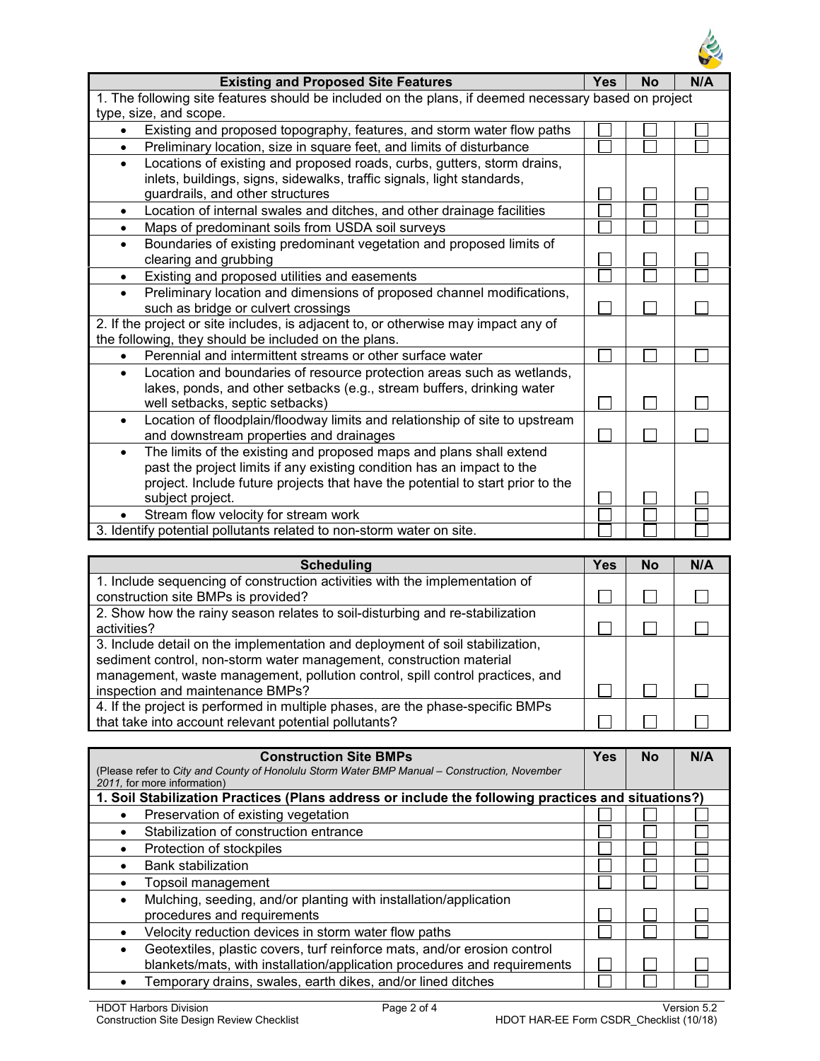| Existing and Proposed Site Features | Yes | No | N/A |
|---|---|---|---|
| 1. The following site features should be included on the plans, if deemed necessary based on project type, size, and scope. | | | |
| • Existing and proposed topography, features, and storm water flow paths | ☐ | ☐ | ☐ |
| • Preliminary location, size in square feet, and limits of disturbance | ☐ | ☐ | ☐ |
| • Locations of existing and proposed roads, curbs, gutters, storm drains, inlets, buildings, signs, sidewalks, traffic signals, light standards, guardrails, and other structures | ☐ | ☐ | ☐ |
| • Location of internal swales and ditches, and other drainage facilities | ☐ | ☐ | ☐ |
| • Maps of predominant soils from USDA soil surveys | ☐ | ☐ | ☐ |
| • Boundaries of existing predominant vegetation and proposed limits of clearing and grubbing | ☐ | ☐ | ☐ |
| • Existing and proposed utilities and easements | ☐ | ☐ | ☐ |
| • Preliminary location and dimensions of proposed channel modifications, such as bridge or culvert crossings | ☐ | ☐ | ☐ |
| 2. If the project or site includes, is adjacent to, or otherwise may impact any of the following, they should be included on the plans. | | | |
| • Perennial and intermittent streams or other surface water | ☐ | ☐ | ☐ |
| • Location and boundaries of resource protection areas such as wetlands, lakes, ponds, and other setbacks (e.g., stream buffers, drinking water well setbacks, septic setbacks) | ☐ | ☐ | ☐ |
| • Location of floodplain/floodway limits and relationship of site to upstream and downstream properties and drainages | ☐ | ☐ | ☐ |
| • The limits of the existing and proposed maps and plans shall extend past the project limits if any existing condition has an impact to the project. Include future projects that have the potential to start prior to the subject project. | ☐ | ☐ | ☐ |
| • Stream flow velocity for stream work | ☐ | ☐ | ☐ |
| 3. Identify potential pollutants related to non-storm water on site. | ☐ | ☐ | ☐ |

| Scheduling | Yes | No | N/A |
|---|---|---|---|
| 1. Include sequencing of construction activities with the implementation of construction site BMPs is provided? | ☐ | ☐ | ☐ |
| 2. Show how the rainy season relates to soil-disturbing and re-stabilization activities? | ☐ | ☐ | ☐ |
| 3. Include detail on the implementation and deployment of soil stabilization, sediment control, non-storm water management, construction material management, waste management, pollution control, spill control practices, and inspection and maintenance BMPs? | ☐ | ☐ | ☐ |
| 4. If the project is performed in multiple phases, are the phase-specific BMPs that take into account relevant potential pollutants? | ☐ | ☐ | ☐ |

| **Construction Site BMPs** (Please refer to *City and County of Honolulu Storm Water BMP Manual – Construction, November 2011,* for more information) | Yes | No | N/A |
|---|---|---|---|
| **1. Soil Stabilization Practices (Plans address or include the following practices and situations?)** | | | |
| • Preservation of existing vegetation | ☐ | ☐ | ☐ |
| • Stabilization of construction entrance | ☐ | ☐ | ☐ |
| • Protection of stockpiles | ☐ | ☐ | ☐ |
| • Bank stabilization | ☐ | ☐ | ☐ |
| • Topsoil management | ☐ | ☐ | ☐ |
| • Mulching, seeding, and/or planting with installation/application procedures and requirements | ☐ | ☐ | ☐ |
| • Velocity reduction devices in storm water flow paths | ☐ | ☐ | ☐ |
| • Geotextiles, plastic covers, turf reinforce mats, and/or erosion control blankets/mats, with installation/application procedures and requirements | ☐ | ☐ | ☐ |
| • Temporary drains, swales, earth dikes, and/or lined ditches | ☐ | ☐ | ☐ |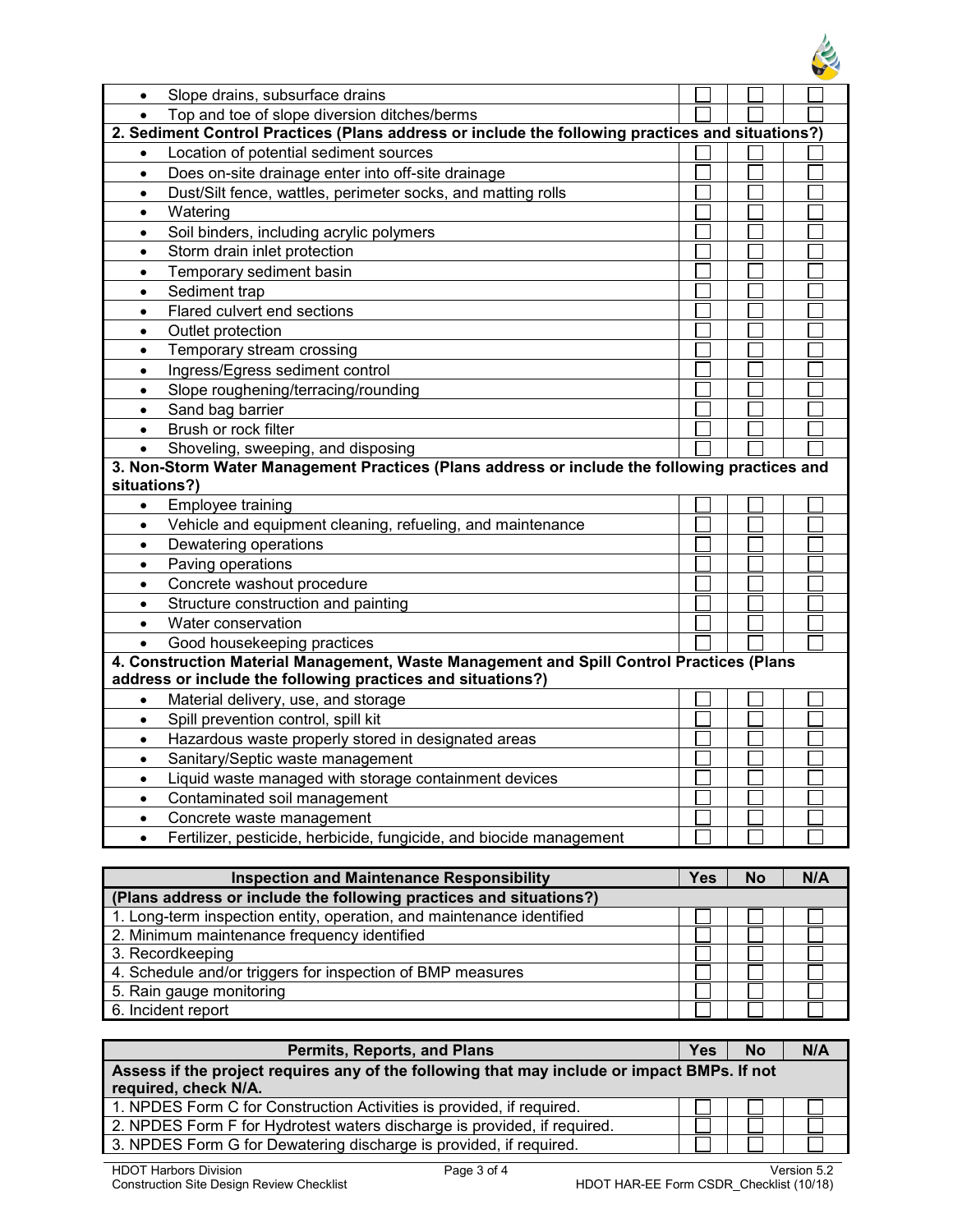| | | | |
|---|---|---|---|
| • Slope drains, subsurface drains | ☐ | ☐ | ☐ |
| • Top and toe of slope diversion ditches/berms | ☐ | ☐ | ☐ |
| **2. Sediment Control Practices (Plans address or include the following practices and situations?)** | | | |
| • Location of potential sediment sources | ☐ | ☐ | ☐ |
| • Does on-site drainage enter into off-site drainage | ☐ | ☐ | ☐ |
| • Dust/Silt fence, wattles, perimeter socks, and matting rolls | ☐ | ☐ | ☐ |
| • Watering | ☐ | ☐ | ☐ |
| • Soil binders, including acrylic polymers | ☐ | ☐ | ☐ |
| • Storm drain inlet protection | ☐ | ☐ | ☐ |
| • Temporary sediment basin | ☐ | ☐ | ☐ |
| • Sediment trap | ☐ | ☐ | ☐ |
| • Flared culvert end sections | ☐ | ☐ | ☐ |
| • Outlet protection | ☐ | ☐ | ☐ |
| • Temporary stream crossing | ☐ | ☐ | ☐ |
| • Ingress/Egress sediment control | ☐ | ☐ | ☐ |
| • Slope roughening/terracing/rounding | ☐ | ☐ | ☐ |
| • Sand bag barrier | ☐ | ☐ | ☐ |
| • Brush or rock filter | ☐ | ☐ | ☐ |
| • Shoveling, sweeping, and disposing | ☐ | ☐ | ☐ |
| **3. Non-Storm Water Management Practices (Plans address or include the following practices and situations?)** | | | |
| • Employee training | ☐ | ☐ | ☐ |
| • Vehicle and equipment cleaning, refueling, and maintenance | ☐ | ☐ | ☐ |
| • Dewatering operations | ☐ | ☐ | ☐ |
| • Paving operations | ☐ | ☐ | ☐ |
| • Concrete washout procedure | ☐ | ☐ | ☐ |
| • Structure construction and painting | ☐ | ☐ | ☐ |
| • Water conservation | ☐ | ☐ | ☐ |
| • Good housekeeping practices | ☐ | ☐ | ☐ |
| **4. Construction Material Management, Waste Management and Spill Control Practices (Plans address or include the following practices and situations?)** | | | |
| • Material delivery, use, and storage | ☐ | ☐ | ☐ |
| • Spill prevention control, spill kit | ☐ | ☐ | ☐ |
| • Hazardous waste properly stored in designated areas | ☐ | ☐ | ☐ |
| • Sanitary/Septic waste management | ☐ | ☐ | ☐ |
| • Liquid waste managed with storage containment devices | ☐ | ☐ | ☐ |
| • Contaminated soil management | ☐ | ☐ | ☐ |
| • Concrete waste management | ☐ | ☐ | ☐ |
| • Fertilizer, pesticide, herbicide, fungicide, and biocide management | ☐ | ☐ | ☐ |

| Inspection and Maintenance Responsibility | Yes | No | N/A |
|---|---|---|---|
| **(Plans address or include the following practices and situations?)** | | | |
| 1. Long-term inspection entity, operation, and maintenance identified | ☐ | ☐ | ☐ |
| 2. Minimum maintenance frequency identified | ☐ | ☐ | ☐ |
| 3. Recordkeeping | ☐ | ☐ | ☐ |
| 4. Schedule and/or triggers for inspection of BMP measures | ☐ | ☐ | ☐ |
| 5. Rain gauge monitoring | ☐ | ☐ | ☐ |
| 6. Incident report | ☐ | ☐ | ☐ |

| Permits, Reports, and Plans | Yes | No | N/A |
|---|---|---|---|
| **Assess if the project requires any of the following that may include or impact BMPs. If not required, check N/A.** | | | |
| 1. NPDES Form C for Construction Activities is provided, if required. | ☐ | ☐ | ☐ |
| 2. NPDES Form F for Hydrotest waters discharge is provided, if required. | ☐ | ☐ | ☐ |
| 3. NPDES Form G for Dewatering discharge is provided, if required. | ☐ | ☐ | ☐ |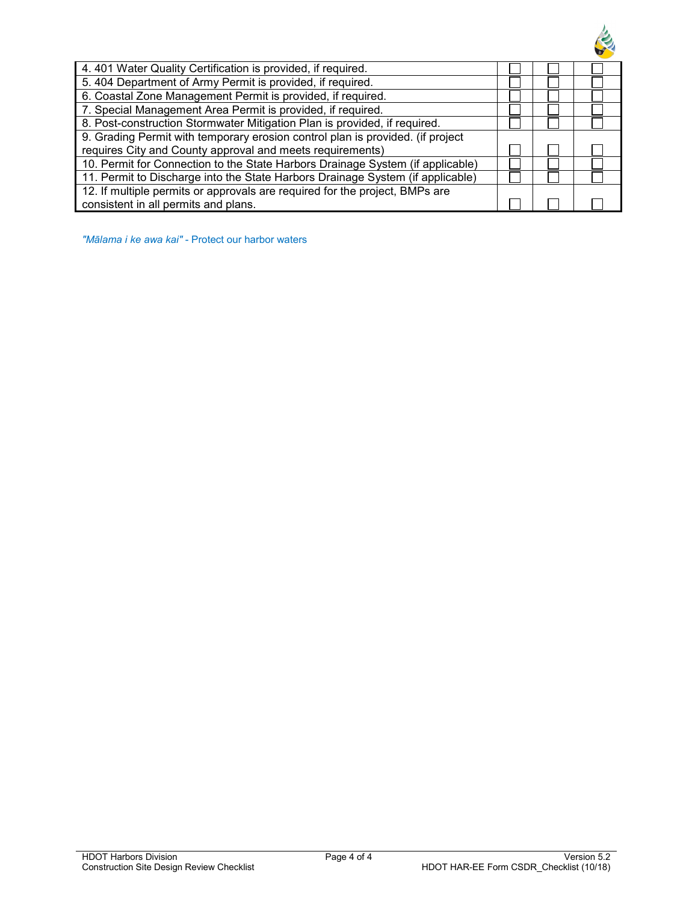| | | | |
|---|---|---|---|
| 4. 401 Water Quality Certification is provided, if required. | ☐ | ☐ | ☐ |
| 5. 404 Department of Army Permit is provided, if required. | ☐ | ☐ | ☐ |
| 6. Coastal Zone Management Permit is provided, if required. | ☐ | ☐ | ☐ |
| 7. Special Management Area Permit is provided, if required. | ☐ | ☐ | ☐ |
| 8. Post-construction Stormwater Mitigation Plan is provided, if required. | ☐ | ☐ | ☐ |
| 9. Grading Permit with temporary erosion control plan is provided. (if project requires City and County approval and meets requirements) | ☐ | ☐ | ☐ |
| 10. Permit for Connection to the State Harbors Drainage System (if applicable) | ☐ | ☐ | ☐ |
| 11. Permit to Discharge into the State Harbors Drainage System (if applicable) | ☐ | ☐ | ☐ |
| 12. If multiple permits or approvals are required for the project, BMPs are consistent in all permits and plans. | ☐ | ☐ | ☐ |

*"Mālama i ke awa kai"* - Protect our harbor waters